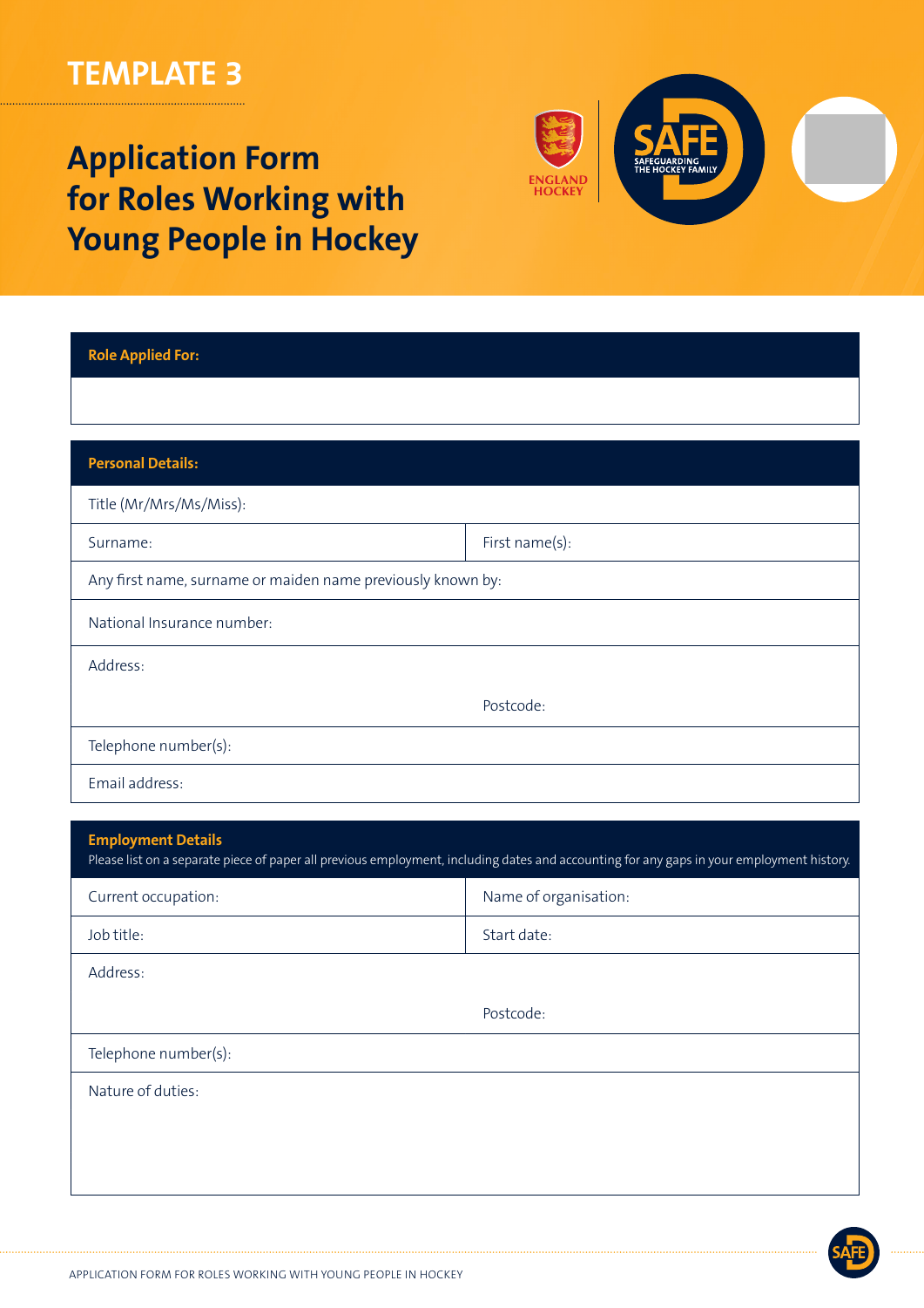TEMPLATE 3

# Application Form for Roles Working with Young People in Hockey

| **Role Applied For:** |
| --- |
| |

| **Personal Details:** | |
| --- | --- |
| Title (Mr/Mrs/Ms/Miss): | |
| Surname: | First name(s): |
| Any first name, surname or maiden name previously known by: | |
| National Insurance number: | |
| Address: | Postcode: |
| Telephone number(s): | |
| Email address: | |

| **Employment Details**<br>Please list on a separate piece of paper all previous employment, including dates and accounting for any gaps in your employment history. | |
| --- | --- |
| Current occupation: | Name of organisation: |
| Job title: | Start date: |
| Address: | Postcode: |
| Telephone number(s): | |
| Nature of duties: | |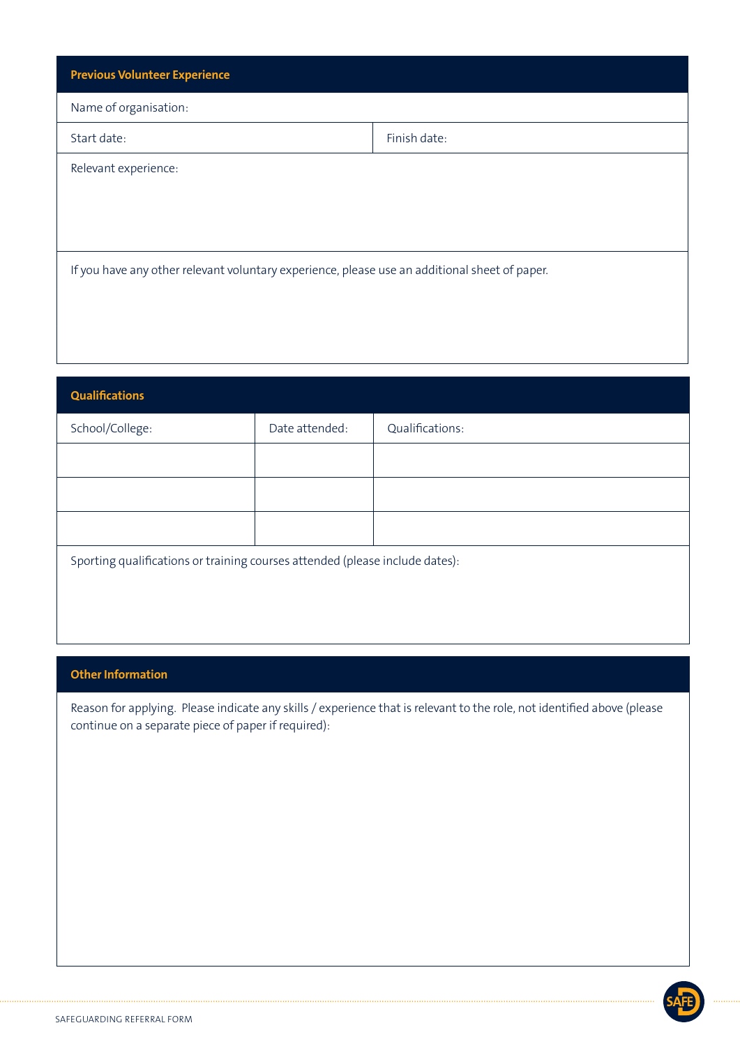## Previous Volunteer Experience

Name of organisation:

| Start date: | Finish date: |
|---|---|

Relevant experience:

If you have any other relevant voluntary experience, please use an additional sheet of paper.

## Qualifications

| School/College: | Date attended: | Qualifications: |
|---|---|---|
| | | |
| | | |
| | | |

Sporting qualifications or training courses attended (please include dates):

## Other Information

Reason for applying. Please indicate any skills / experience that is relevant to the role, not identified above (please continue on a separate piece of paper if required):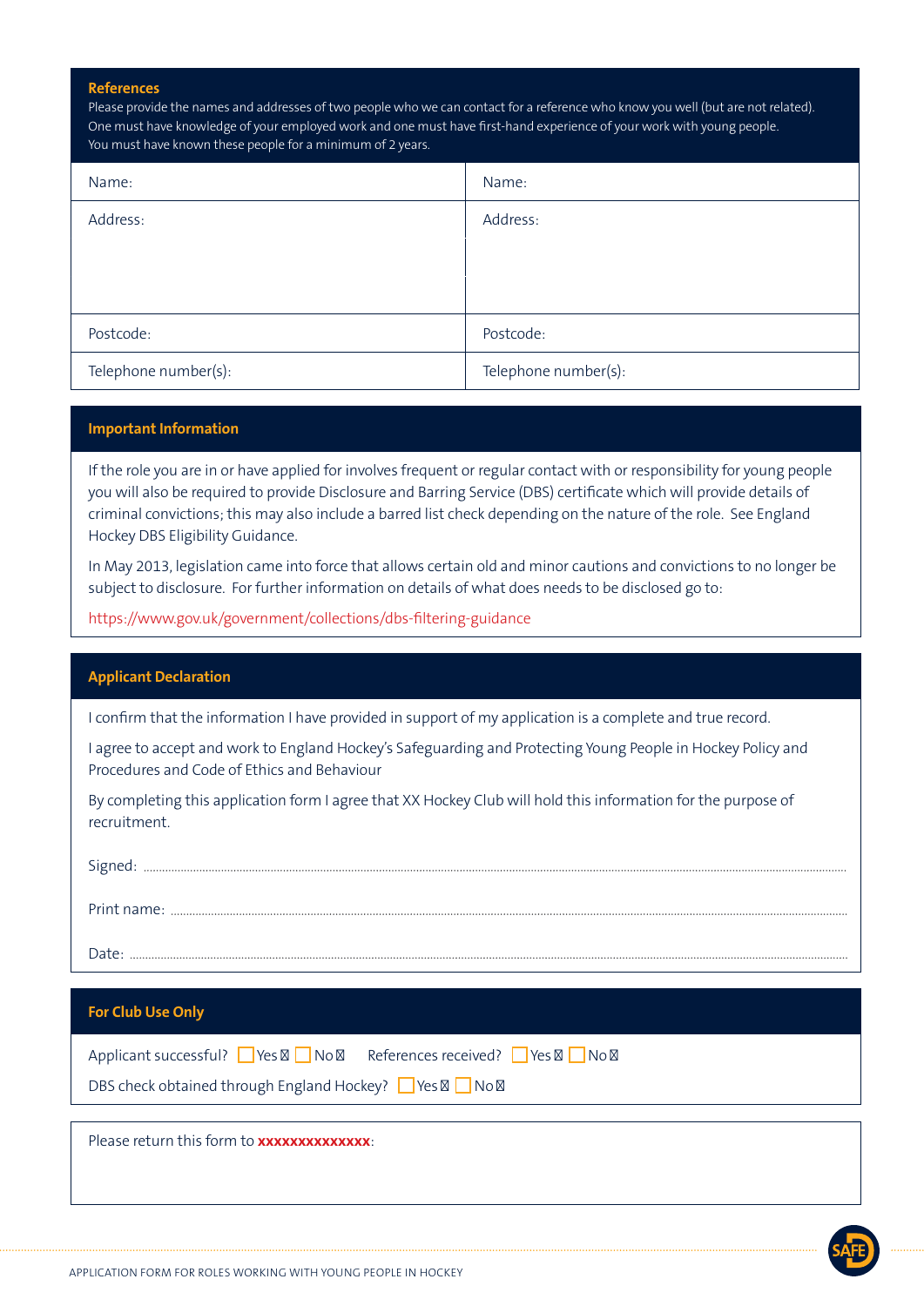## References

Please provide the names and addresses of two people who we can contact for a reference who know you well (but are not related). One must have knowledge of your employed work and one must have first-hand experience of your work with young people. You must have known these people for a minimum of 2 years.

| | |
|---|---|
| Name: | Name: |
| Address: | Address: |
| Postcode: | Postcode: |
| Telephone number(s): | Telephone number(s): |

## Important Information

If the role you are in or have applied for involves frequent or regular contact with or responsibility for young people you will also be required to provide Disclosure and Barring Service (DBS) certificate which will provide details of criminal convictions; this may also include a barred list check depending on the nature of the role. See England Hockey DBS Eligibility Guidance.

In May 2013, legislation came into force that allows certain old and minor cautions and convictions to no longer be subject to disclosure. For further information on details of what does needs to be disclosed go to:

https://www.gov.uk/government/collections/dbs-filtering-guidance

## Applicant Declaration

I confirm that the information I have provided in support of my application is a complete and true record.

I agree to accept and work to England Hockey's Safeguarding and Protecting Young People in Hockey Policy and Procedures and Code of Ethics and Behaviour

By completing this application form I agree that XX Hockey Club will hold this information for the purpose of recruitment.

Signed: ..............................

Print name: ..............................

Date: ..............................

## For Club Use Only

Applicant successful? ☐ Yes ☐ No References received? ☐ Yes ☐ No

DBS check obtained through England Hockey? ☐ Yes ☐ No

Please return this form to **xxxxxxxxxxxxxx**: